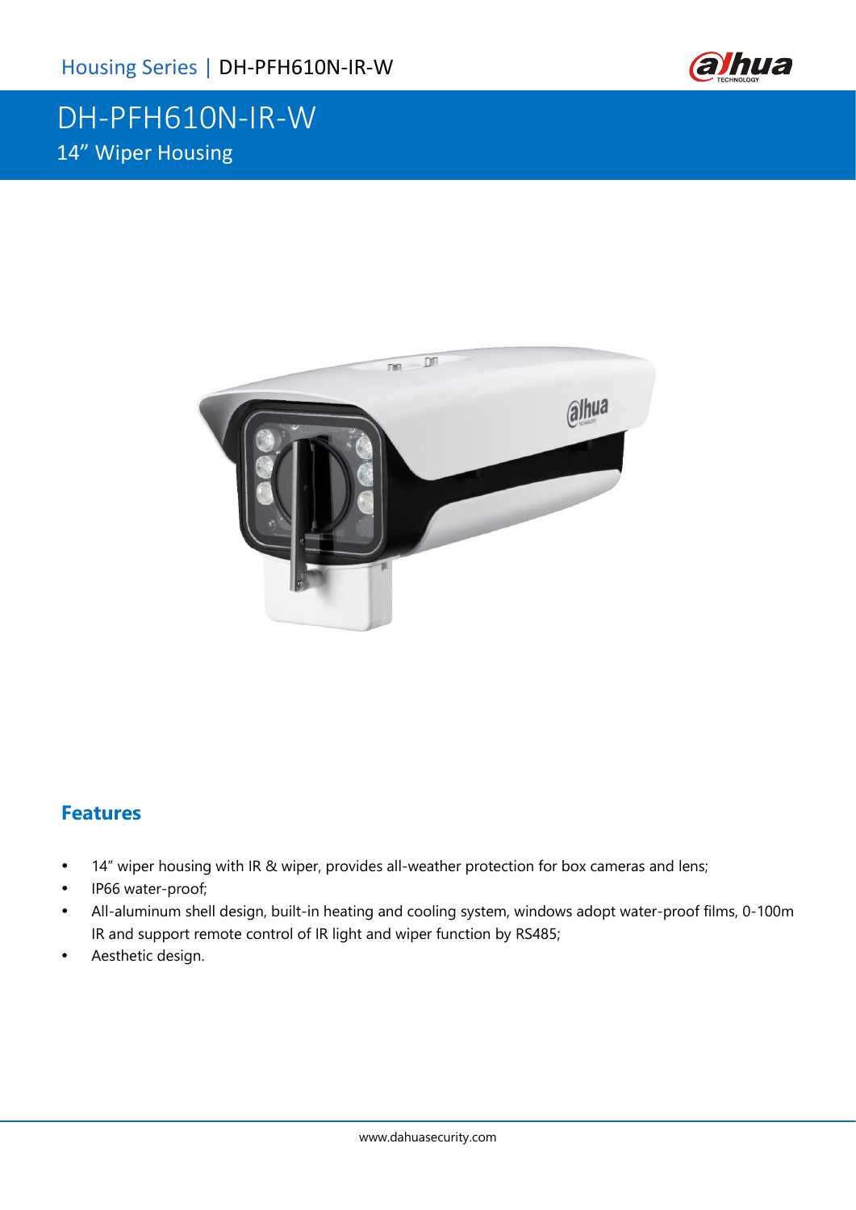# DH-PFH610N-IR-W

14” Wiper Housing

## Features

- 14” wiper housing with IR & wiper, provides all-weather protection for box cameras and lens;
- IP66 water-proof;
- All-aluminum shell design, built-in heating and cooling system, windows adopt water-proof films, 0-100m IR and support remote control of IR light and wiper function by RS485;
- Aesthetic design.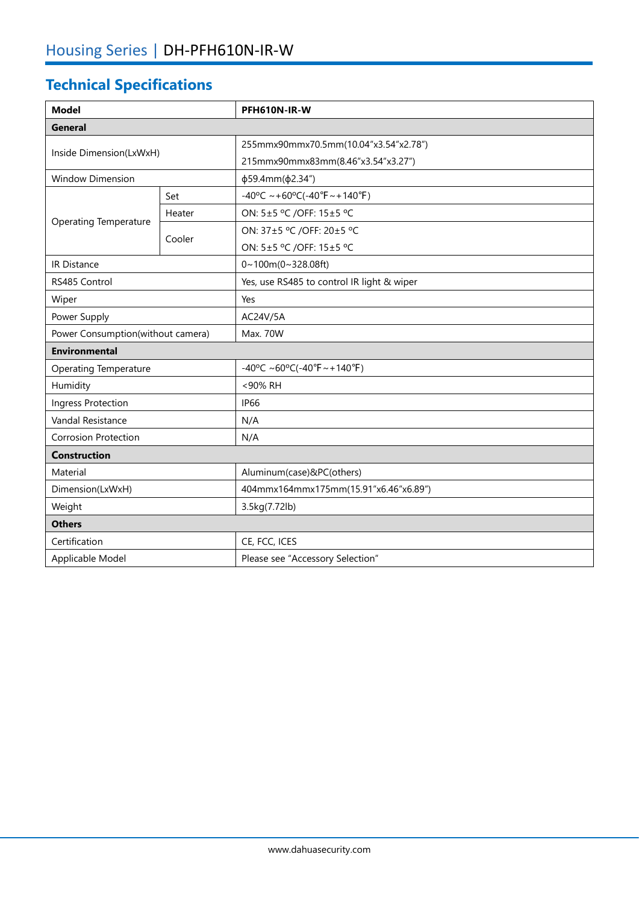## Technical Specifications

| Model | | PFH610N-IR-W |
|---|---|---|
| **General** | | |
| Inside Dimension(LxWxH) | | 255mmx90mmx70.5mm(10.04"x3.54"x2.78")<br>215mmx90mmx83mm(8.46"x3.54"x3.27") |
| Window Dimension | | ϕ59.4mm(ϕ2.34") |
| Operating Temperature | Set | -40ºC ~+60ºC(-40℉~+140℉) |
| | Heater | ON: 5±5 ºC /OFF: 15±5 ºC |
| | Cooler | ON: 37±5 ºC /OFF: 20±5 ºC<br>ON: 5±5 ºC /OFF: 15±5 ºC |
| IR Distance | | 0~100m(0~328.08ft) |
| RS485 Control | | Yes, use RS485 to control IR light & wiper |
| Wiper | | Yes |
| Power Supply | | AC24V/5A |
| Power Consumption(without camera) | | Max. 70W |
| **Environmental** | | |
| Operating Temperature | | -40ºC ~60ºC(-40℉~+140℉) |
| Humidity | | <90% RH |
| Ingress Protection | | IP66 |
| Vandal Resistance | | N/A |
| Corrosion Protection | | N/A |
| **Construction** | | |
| Material | | Aluminum(case)&PC(others) |
| Dimension(LxWxH) | | 404mmx164mmx175mm(15.91"x6.46"x6.89") |
| Weight | | 3.5kg(7.72lb) |
| **Others** | | |
| Certification | | CE, FCC, ICES |
| Applicable Model | | Please see "Accessory Selection" |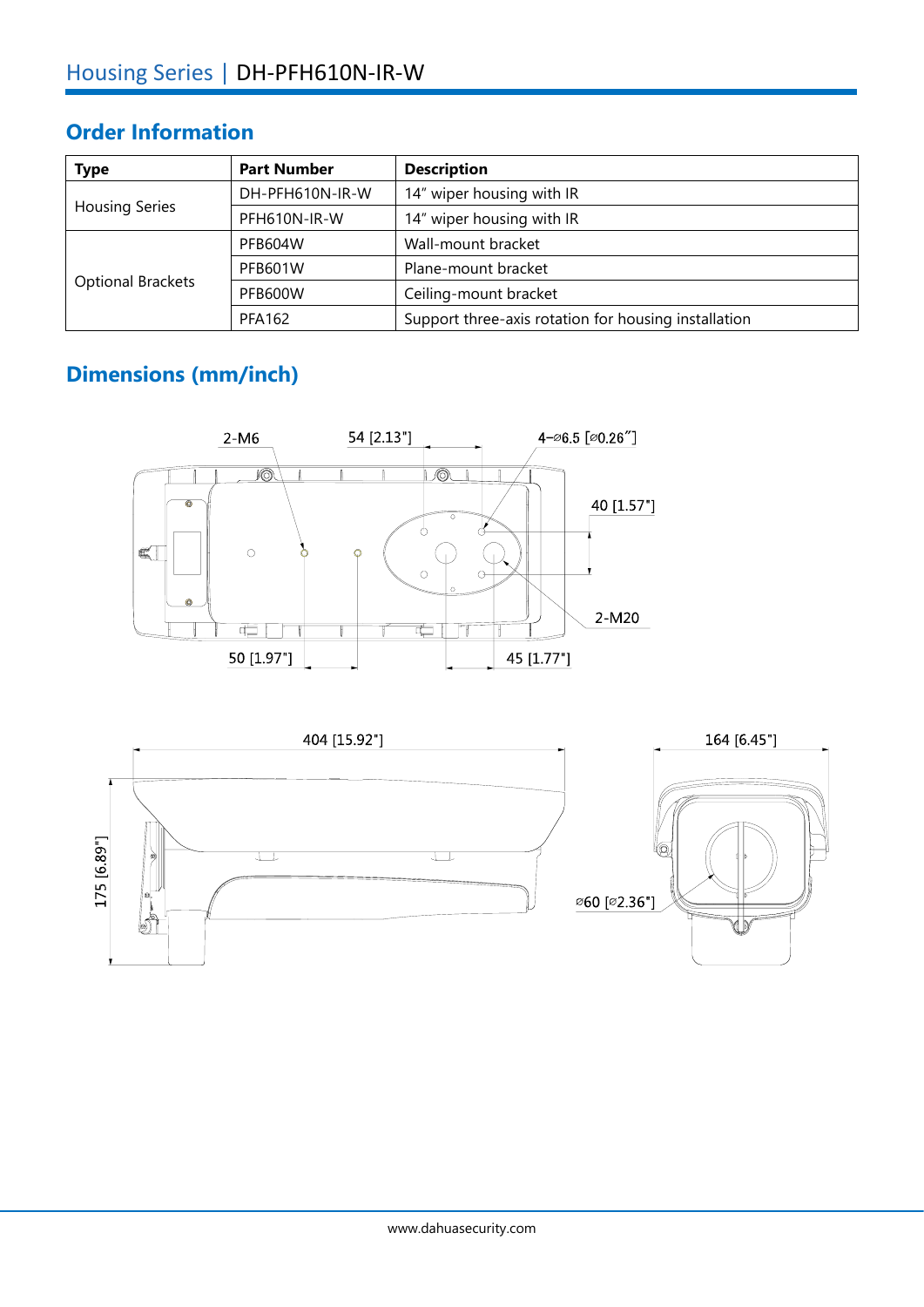## Order Information

| Type | Part Number | Description |
|---|---|---|
| Housing Series | DH-PFH610N-IR-W | 14" wiper housing with IR |
| | PFH610N-IR-W | 14" wiper housing with IR |
| Optional Brackets | PFB604W | Wall-mount bracket |
| | PFB601W | Plane-mount bracket |
| | PFB600W | Ceiling-mount bracket |
| | PFA162 | Support three-axis rotation for housing installation |

## Dimensions (mm/inch)

2-M6 54 [2.13"] 4–⌀6.5 [⌀0.26"] 40 [1.57"] 2-M20 50 [1.97"] 45 [1.77"]

404 [15.92"] 164 [6.45"] 175 [6.89"] ⌀60 [⌀2.36"]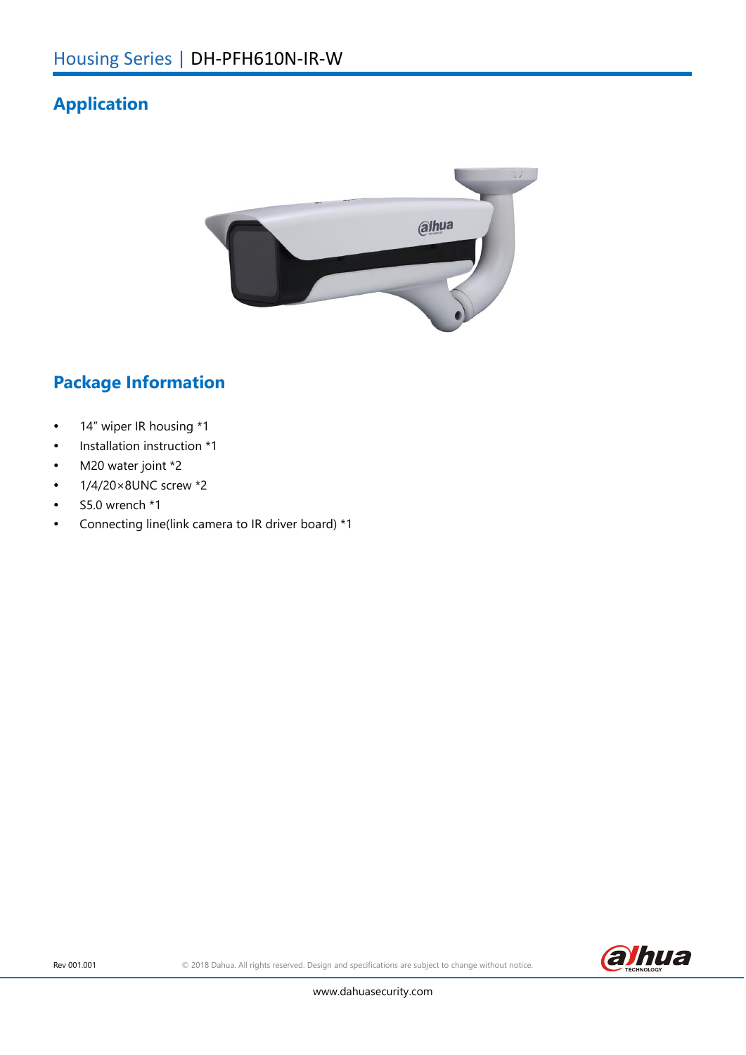## Application

## Package Information

- 14" wiper IR housing *1
- Installation instruction *1
- M20 water joint *2
- 1/4/20×8UNC screw *2
- S5.0 wrench *1
- Connecting line(link camera to IR driver board) *1